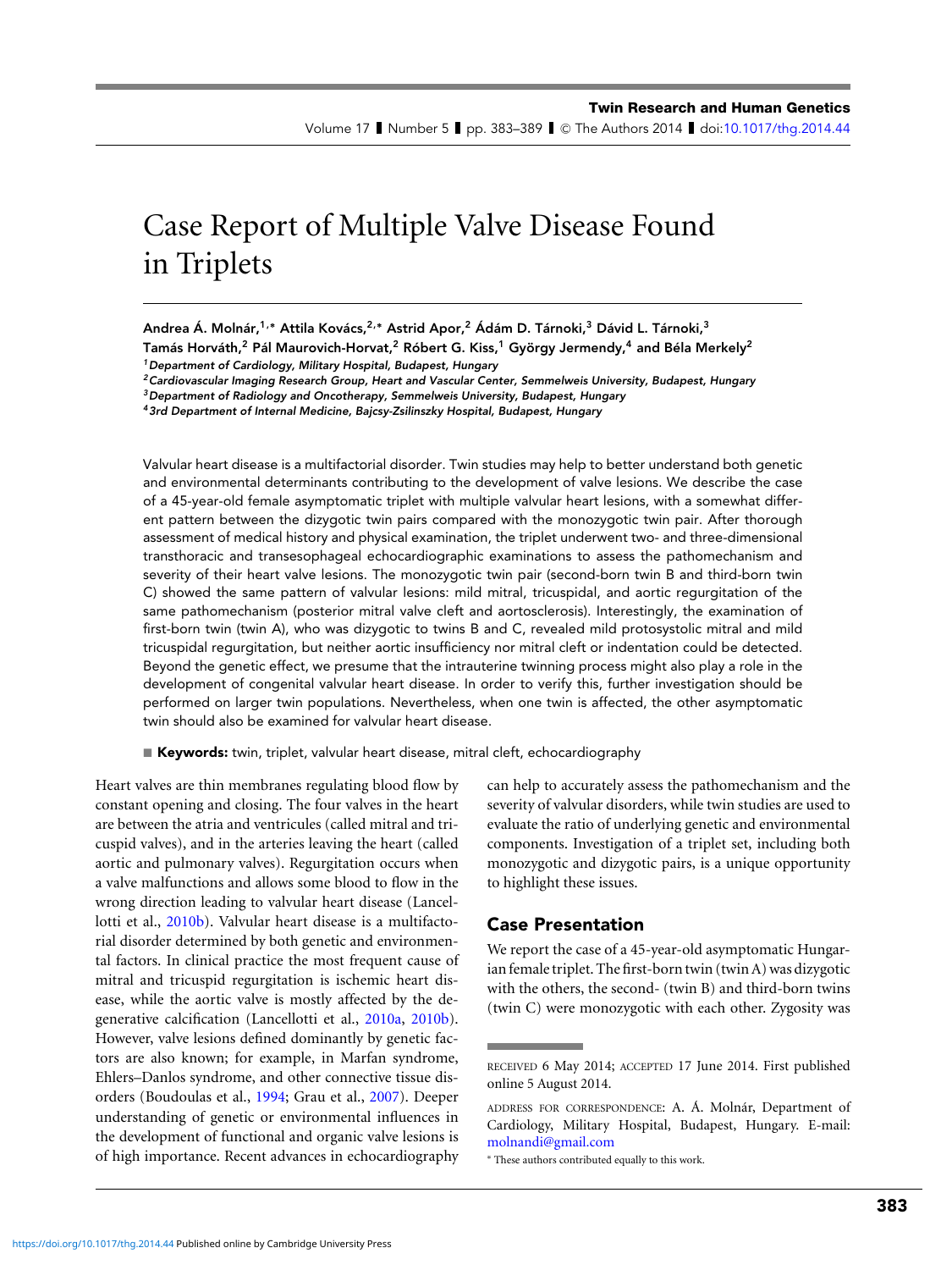# Case Report of Multiple Valve Disease Found in Triplets

**Andrea Á. Molnár,[1,*] Attila Kovács,[2,*] Astrid Apor,[2] Ádám D. Tárnoki,[3] Dávid L. Tárnoki,[3] Tamás Horváth,[2] Pál Maurovich-Horvat,[2] Róbert G. Kiss,[1] György Jermendy,[4] and Béla Merkely[2]**

[1] *Department of Cardiology, Military Hospital, Budapest, Hungary*
[2] *Cardiovascular Imaging Research Group, Heart and Vascular Center, Semmelweis University, Budapest, Hungary*
[3] *Department of Radiology and Oncotherapy, Semmelweis University, Budapest, Hungary*
[4] *3rd Department of Internal Medicine, Bajcsy-Zsilinszky Hospital, Budapest, Hungary*

Valvular heart disease is a multifactorial disorder. Twin studies may help to better understand both genetic and environmental determinants contributing to the development of valve lesions. We describe the case of a 45-year-old female asymptomatic triplet with multiple valvular heart lesions, with a somewhat different pattern between the dizygotic twin pairs compared with the monozygotic twin pair. After thorough assessment of medical history and physical examination, the triplet underwent two- and three-dimensional transthoracic and transesophageal echocardiographic examinations to assess the pathomechanism and severity of their heart valve lesions. The monozygotic twin pair (second-born twin B and third-born twin C) showed the same pattern of valvular lesions: mild mitral, tricuspidal, and aortic regurgitation of the same pathomechanism (posterior mitral valve cleft and aortosclerosis). Interestingly, the examination of first-born twin (twin A), who was dizygotic to twins B and C, revealed mild protosystolic mitral and mild tricuspidal regurgitation, but neither aortic insufficiency nor mitral cleft or indentation could be detected. Beyond the genetic effect, we presume that the intrauterine twinning process might also play a role in the development of congenital valvular heart disease. In order to verify this, further investigation should be performed on larger twin populations. Nevertheless, when one twin is affected, the other asymptomatic twin should also be examined for valvular heart disease.

**Keywords:** twin, triplet, valvular heart disease, mitral cleft, echocardiography

Heart valves are thin membranes regulating blood flow by constant opening and closing. The four valves in the heart are between the atria and ventricules (called mitral and tricuspid valves), and in the arteries leaving the heart (called aortic and pulmonary valves). Regurgitation occurs when a valve malfunctions and allows some blood to flow in the wrong direction leading to valvular heart disease (Lancellotti et al., 2010b). Valvular heart disease is a multifactorial disorder determined by both genetic and environmental factors. In clinical practice the most frequent cause of mitral and tricuspid regurgitation is ischemic heart disease, while the aortic valve is mostly affected by the degenerative calcification (Lancellotti et al., 2010a, 2010b). However, valve lesions defined dominantly by genetic factors are also known; for example, in Marfan syndrome, Ehlers–Danlos syndrome, and other connective tissue disorders (Boudoulas et al., 1994; Grau et al., 2007). Deeper understanding of genetic or environmental influences in the development of functional and organic valve lesions is of high importance. Recent advances in echocardiography can help to accurately assess the pathomechanism and the severity of valvular disorders, while twin studies are used to evaluate the ratio of underlying genetic and environmental components. Investigation of a triplet set, including both monozygotic and dizygotic pairs, is a unique opportunity to highlight these issues.

## Case Presentation

We report the case of a 45-year-old asymptomatic Hungarian female triplet. The first-born twin (twin A) was dizygotic with the others, the second- (twin B) and third-born twins (twin C) were monozygotic with each other. Zygosity was

RECEIVED 6 May 2014; ACCEPTED 17 June 2014. First published online 5 August 2014.

ADDRESS FOR CORRESPONDENCE: A. Á. Molnár, Department of Cardiology, Military Hospital, Budapest, Hungary. E-mail: molnandi@gmail.com

* These authors contributed equally to this work.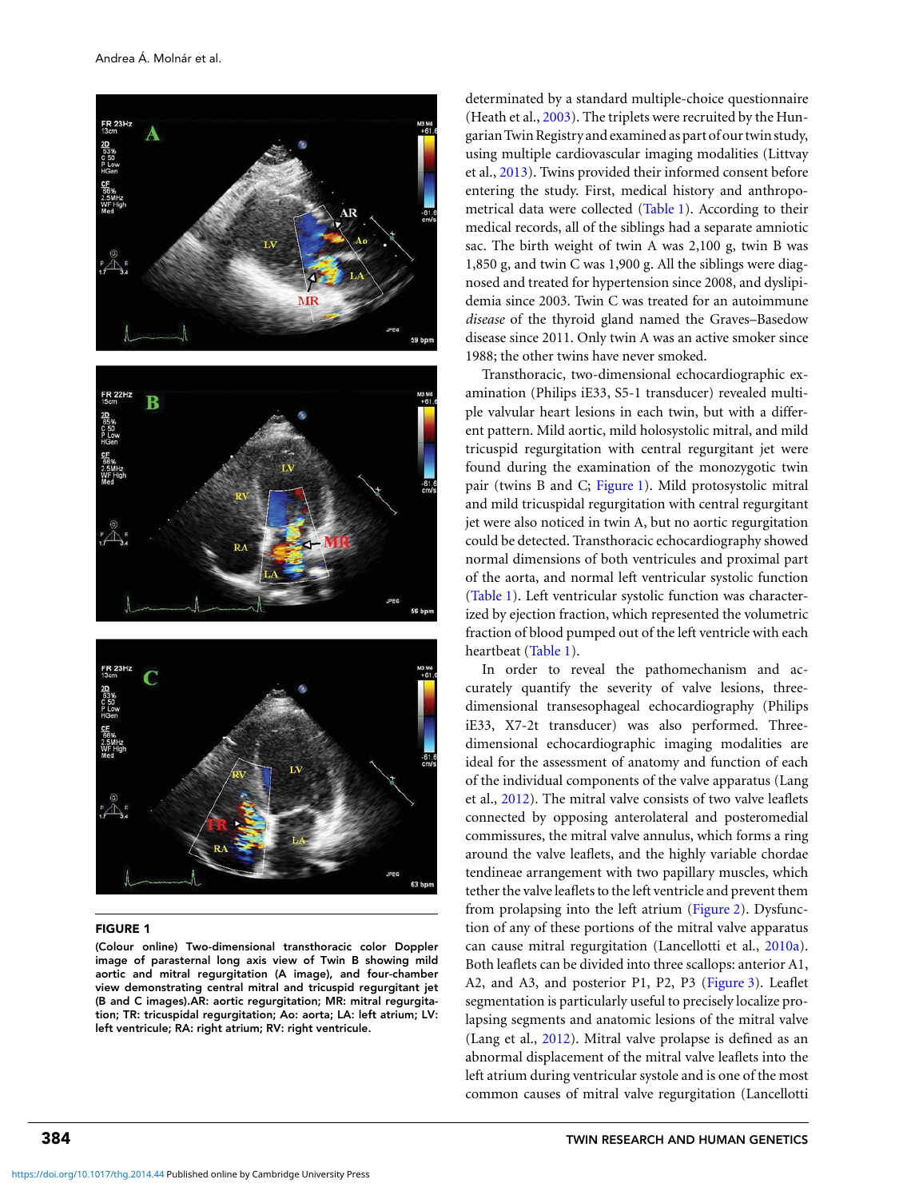FIGURE 1

(Colour online) Two-dimensional transthoracic color Doppler image of parasternal long axis view of Twin B showing mild aortic and mitral regurgitation (A image), and four-chamber view demonstrating central mitral and tricuspid regurgitant jet (B and C images).AR: aortic regurgitation; MR: mitral regurgitation; TR: tricuspidal regurgitation; Ao: aorta; LA: left atrium; LV: left ventricule; RA: right atrium; RV: right ventricle.

determinated by a standard multiple-choice questionnaire (Heath et al., 2003). The triplets were recruited by the Hungarian Twin Registry and examined as part of our twin study, using multiple cardiovascular imaging modalities (Littvay et al., 2013). Twins provided their informed consent before entering the study. First, medical history and anthropometrical data were collected (Table 1). According to their medical records, all of the siblings had a separate amniotic sac. The birth weight of twin A was 2,100 g, twin B was 1,850 g, and twin C was 1,900 g. All the siblings were diagnosed and treated for hypertension since 2008, and dyslipidemia since 2003. Twin C was treated for an autoimmune *disease* of the thyroid gland named the Graves–Basedow disease since 2011. Only twin A was an active smoker since 1988; the other twins have never smoked.

Transthoracic, two-dimensional echocardiographic examination (Philips iE33, S5-1 transducer) revealed multiple valvular heart lesions in each twin, but with a different pattern. Mild aortic, mild holosystolic mitral, and mild tricuspid regurgitation with central regurgitant jet were found during the examination of the monozygotic twin pair (twins B and C; Figure 1). Mild protosystolic mitral and mild tricuspidal regurgitation with central regurgitant jet were also noticed in twin A, but no aortic regurgitation could be detected. Transthoracic echocardiography showed normal dimensions of both ventricules and proximal part of the aorta, and normal left ventricular systolic function (Table 1). Left ventricular systolic function was characterized by ejection fraction, which represented the volumetric fraction of blood pumped out of the left ventricle with each heartbeat (Table 1).

In order to reveal the pathomechanism and accurately quantify the severity of valve lesions, three-dimensional transesophageal echocardiography (Philips iE33, X7-2t transducer) was also performed. Three-dimensional echocardiographic imaging modalities are ideal for the assessment of anatomy and function of each of the individual components of the valve apparatus (Lang et al., 2012). The mitral valve consists of two valve leaflets connected by opposing anterolateral and posteromedial commissures, the mitral valve annulus, which forms a ring around the valve leaflets, and the highly variable chordae tendineae arrangement with two papillary muscles, which tether the valve leaflets to the left ventricle and prevent them from prolapsing into the left atrium (Figure 2). Dysfunction of any of these portions of the mitral valve apparatus can cause mitral regurgitation (Lancellotti et al., 2010a). Both leaflets can be divided into three scallops: anterior A1, A2, and A3, and posterior P1, P2, P3 (Figure 3). Leaflet segmentation is particularly useful to precisely localize prolapsing segments and anatomic lesions of the mitral valve (Lang et al., 2012). Mitral valve prolapse is defined as an abnormal displacement of the mitral valve leaflets into the left atrium during ventricular systole and is one of the most common causes of mitral valve regurgitation (Lancellotti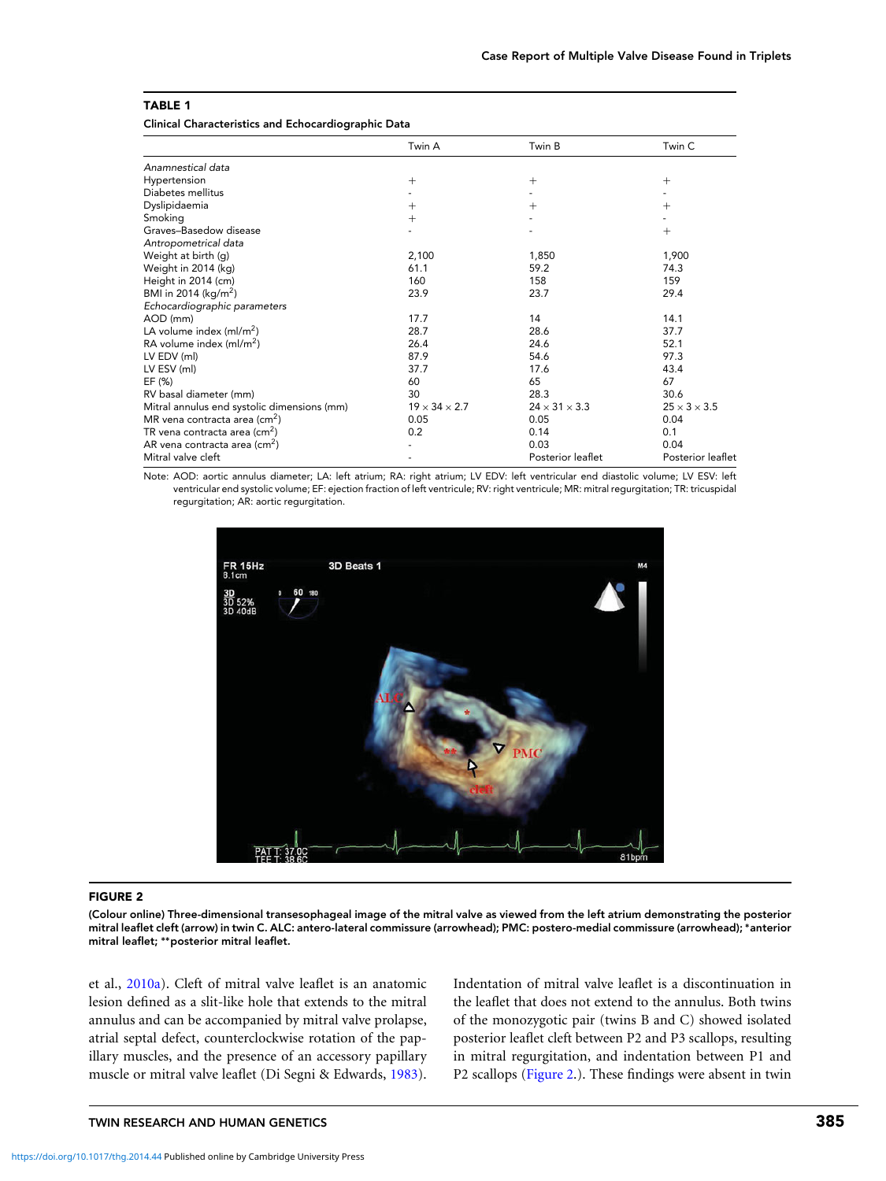**TABLE 1**

Clinical Characteristics and Echocardiographic Data

| | Twin A | Twin B | Twin C |
|---|---|---|---|
| *Anamnestical data* | | | |
| Hypertension | + | + | + |
| Diabetes mellitus | - | - | - |
| Dyslipidaemia | + | + | + |
| Smoking | + | - | - |
| Graves–Basedow disease | - | - | + |
| *Antropometrical data* | | | |
| Weight at birth (g) | 2,100 | 1,850 | 1,900 |
| Weight in 2014 (kg) | 61.1 | 59.2 | 74.3 |
| Height in 2014 (cm) | 160 | 158 | 159 |
| BMI in 2014 (kg/m$^2$) | 23.9 | 23.7 | 29.4 |
| *Echocardiographic parameters* | | | |
| AOD (mm) | 17.7 | 14 | 14.1 |
| LA volume index (ml/m$^2$) | 28.7 | 28.6 | 37.7 |
| RA volume index (ml/m$^2$) | 26.4 | 24.6 | 52.1 |
| LV EDV (ml) | 87.9 | 54.6 | 97.3 |
| LV ESV (ml) | 37.7 | 17.6 | 43.4 |
| EF (%) | 60 | 65 | 67 |
| RV basal diameter (mm) | 30 | 28.3 | 30.6 |
| Mitral annulus end systolic dimensions (mm) | 19 × 34 × 2.7 | 24 × 31 × 3.3 | 25 × 3 × 3.5 |
| MR vena contracta area (cm$^2$) | 0.05 | 0.05 | 0.04 |
| TR vena contracta area (cm$^2$) | 0.2 | 0.14 | 0.1 |
| AR vena contracta area (cm$^2$) | - | 0.03 | 0.04 |
| Mitral valve cleft | - | Posterior leaflet | Posterior leaflet |

Note: AOD: aortic annulus diameter; LA: left atrium; RA: right atrium; LV EDV: left ventricular end diastolic volume; LV ESV: left ventricular end systolic volume; EF: ejection fraction of left ventricule; RV: right ventricule; MR: mitral regurgitation; TR: tricuspidal regurgitation; AR: aortic regurgitation.

**FIGURE 2**

(Colour online) Three-dimensional transesophageal image of the mitral valve as viewed from the left atrium demonstrating the posterior mitral leaflet cleft (arrow) in twin C. ALC: antero-lateral commissure (arrowhead); PMC: postero-medial commissure (arrowhead); *anterior mitral leaflet; **posterior mitral leaflet.

et al., 2010a). Cleft of mitral valve leaflet is an anatomic lesion defined as a slit-like hole that extends to the mitral annulus and can be accompanied by mitral valve prolapse, atrial septal defect, counterclockwise rotation of the papillary muscles, and the presence of an accessory papillary muscle or mitral valve leaflet (Di Segni & Edwards, 1983). Indentation of mitral valve leaflet is a discontinuation in the leaflet that does not extend to the annulus. Both twins of the monozygotic pair (twins B and C) showed isolated posterior leaflet cleft between P2 and P3 scallops, resulting in mitral regurgitation, and indentation between P1 and P2 scallops (Figure 2.). These findings were absent in twin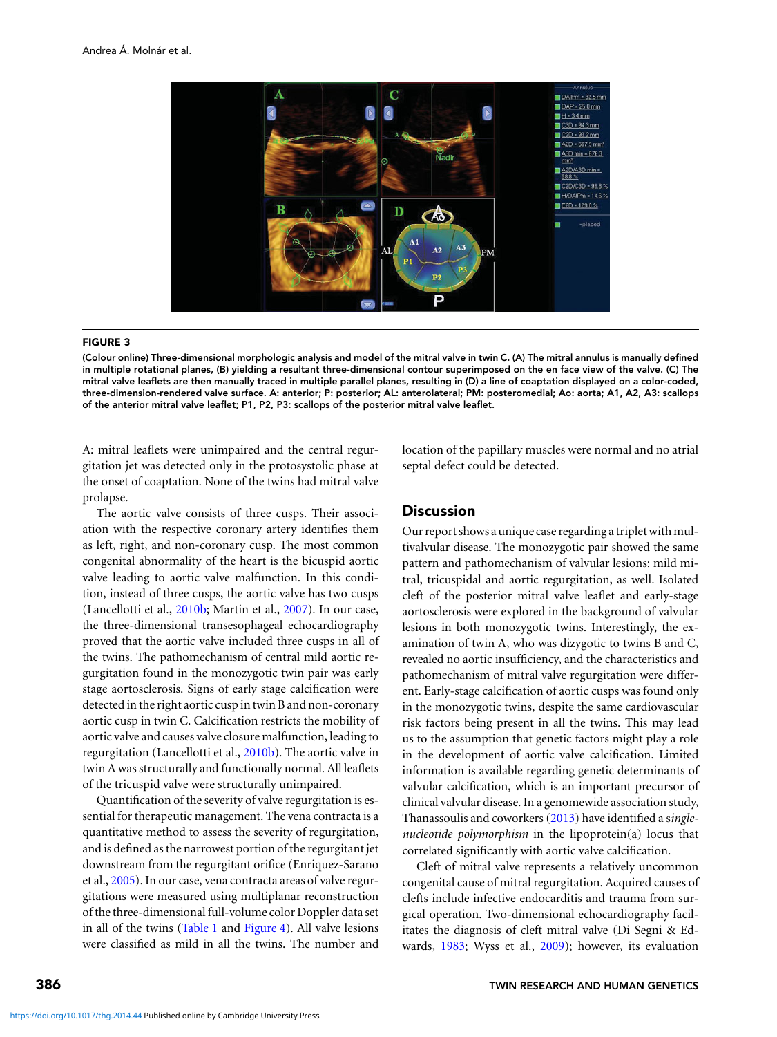**FIGURE 3**

(Colour online) Three-dimensional morphologic analysis and model of the mitral valve in twin C. (A) The mitral annulus is manually defined in multiple rotational planes, (B) yielding a resultant three-dimensional contour superimposed on the en face view of the valve. (C) The mitral valve leaflets are then manually traced in multiple parallel planes, resulting in (D) a line of coaptation displayed on a color-coded, three-dimension-rendered valve surface. A: anterior; P: posterior; AL: anterolateral; PM: posteromedial; Ao: aorta; A1, A2, A3: scallops of the anterior mitral valve leaflet; P1, P2, P3: scallops of the posterior mitral valve leaflet.

A: mitral leaflets were unimpaired and the central regurgitation jet was detected only in the protosystolic phase at the onset of coaptation. None of the twins had mitral valve prolapse.

The aortic valve consists of three cusps. Their association with the respective coronary artery identifies them as left, right, and non-coronary cusp. The most common congenital abnormality of the heart is the bicuspid aortic valve leading to aortic valve malfunction. In this condition, instead of three cusps, the aortic valve has two cusps (Lancellotti et al., 2010b; Martin et al., 2007). In our case, the three-dimensional transesophageal echocardiography proved that the aortic valve included three cusps in all of the twins. The pathomechanism of central mild aortic regurgitation found in the monozygotic twin pair was early stage aortosclerosis. Signs of early stage calcification were detected in the right aortic cusp in twin B and non-coronary aortic cusp in twin C. Calcification restricts the mobility of aortic valve and causes valve closure malfunction, leading to regurgitation (Lancellotti et al., 2010b). The aortic valve in twin A was structurally and functionally normal. All leaflets of the tricuspid valve were structurally unimpaired.

Quantification of the severity of valve regurgitation is essential for therapeutic management. The vena contracta is a quantitative method to assess the severity of regurgitation, and is defined as the narrowest portion of the regurgitant jet downstream from the regurgitant orifice (Enriquez-Sarano et al., 2005). In our case, vena contracta areas of valve regurgitations were measured using multiplanar reconstruction of the three-dimensional full-volume color Doppler data set in all of the twins (Table 1 and Figure 4). All valve lesions were classified as mild in all the twins. The number and location of the papillary muscles were normal and no atrial septal defect could be detected.

## Discussion

Our report shows a unique case regarding a triplet with multivalvular disease. The monozygotic pair showed the same pattern and pathomechanism of valvular lesions: mild mitral, tricuspidal and aortic regurgitation, as well. Isolated cleft of the posterior mitral valve leaflet and early-stage aortosclerosis were explored in the background of valvular lesions in both monozygotic twins. Interestingly, the examination of twin A, who was dizygotic to twins B and C, revealed no aortic insufficiency, and the characteristics and pathomechanism of mitral valve regurgitation were different. Early-stage calcification of aortic cusps was found only in the monozygotic twins, despite the same cardiovascular risk factors being present in all the twins. This may lead us to the assumption that genetic factors might play a role in the development of aortic valve calcification. Limited information is available regarding genetic determinants of valvular calcification, which is an important precursor of clinical valvular disease. In a genomewide association study, Thanassoulis and coworkers (2013) have identified a *single-nucleotide polymorphism* in the lipoprotein(a) locus that correlated significantly with aortic valve calcification.

Cleft of mitral valve represents a relatively uncommon congenital cause of mitral regurgitation. Acquired causes of clefts include infective endocarditis and trauma from surgical operation. Two-dimensional echocardiography facilitates the diagnosis of cleft mitral valve (Di Segni & Edwards, 1983; Wyss et al., 2009); however, its evaluation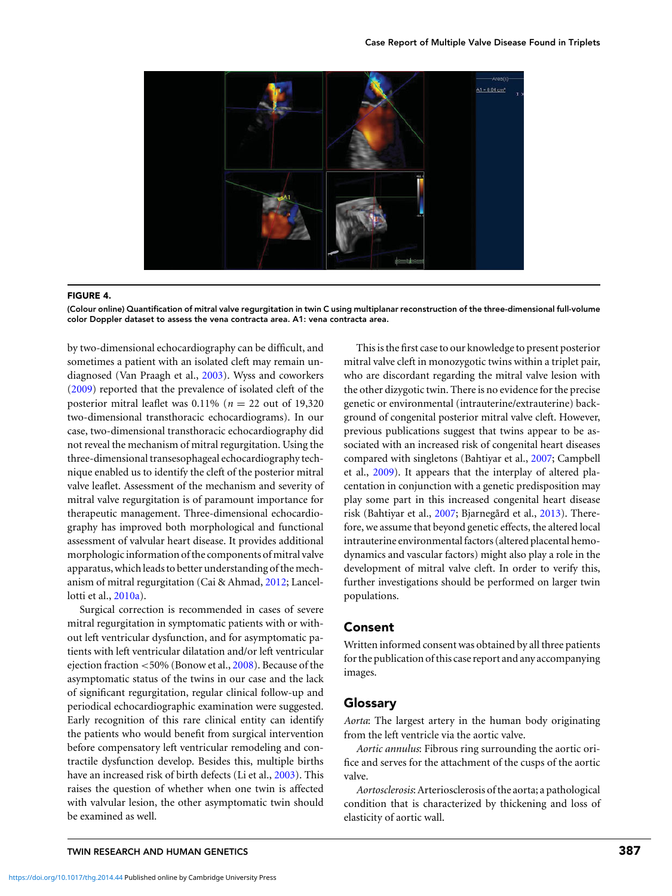FIGURE 4.

(Colour online) Quantification of mitral valve regurgitation in twin C using multiplanar reconstruction of the three-dimensional full-volume color Doppler dataset to assess the vena contracta area. A1: vena contracta area.

by two-dimensional echocardiography can be difficult, and sometimes a patient with an isolated cleft may remain undiagnosed (Van Praagh et al., 2003). Wyss and coworkers (2009) reported that the prevalence of isolated cleft of the posterior mitral leaflet was 0.11% ($n = 22$ out of 19,320 two-dimensional transthoracic echocardiograms). In our case, two-dimensional transthoracic echocardiography did not reveal the mechanism of mitral regurgitation. Using the three-dimensional transesophageal echocardiography technique enabled us to identify the cleft of the posterior mitral valve leaflet. Assessment of the mechanism and severity of mitral valve regurgitation is of paramount importance for therapeutic management. Three-dimensional echocardiography has improved both morphological and functional assessment of valvular heart disease. It provides additional morphologic information of the components of mitral valve apparatus, which leads to better understanding of the mechanism of mitral regurgitation (Cai & Ahmad, 2012; Lancellotti et al., 2010a).

Surgical correction is recommended in cases of severe mitral regurgitation in symptomatic patients with or without left ventricular dysfunction, and for asymptomatic patients with left ventricular dilatation and/or left ventricular ejection fraction <50% (Bonow et al., 2008). Because of the asymptomatic status of the twins in our case and the lack of significant regurgitation, regular clinical follow-up and periodical echocardiographic examination were suggested. Early recognition of this rare clinical entity can identify the patients who would benefit from surgical intervention before compensatory left ventricular remodeling and contractile dysfunction develop. Besides this, multiple births have an increased risk of birth defects (Li et al., 2003). This raises the question of whether when one twin is affected with valvular lesion, the other asymptomatic twin should be examined as well.

This is the first case to our knowledge to present posterior mitral valve cleft in monozygotic twins within a triplet pair, who are discordant regarding the mitral valve lesion with the other dizygotic twin. There is no evidence for the precise genetic or environmental (intrauterine/extrauterine) background of congenital posterior mitral valve cleft. However, previous publications suggest that twins appear to be associated with an increased risk of congenital heart diseases compared with singletons (Bahtiyar et al., 2007; Campbell et al., 2009). It appears that the interplay of altered placentation in conjunction with a genetic predisposition may play some part in this increased congenital heart disease risk (Bahtiyar et al., 2007; Bjarnegård et al., 2013). Therefore, we assume that beyond genetic effects, the altered local intrauterine environmental factors (altered placental hemodynamics and vascular factors) might also play a role in the development of mitral valve cleft. In order to verify this, further investigations should be performed on larger twin populations.

## Consent

Written informed consent was obtained by all three patients for the publication of this case report and any accompanying images.

## Glossary

*Aorta*: The largest artery in the human body originating from the left ventricle via the aortic valve.

*Aortic annulus*: Fibrous ring surrounding the aortic orifice and serves for the attachment of the cusps of the aortic valve.

*Aortosclerosis*: Arteriosclerosis of the aorta; a pathological condition that is characterized by thickening and loss of elasticity of aortic wall.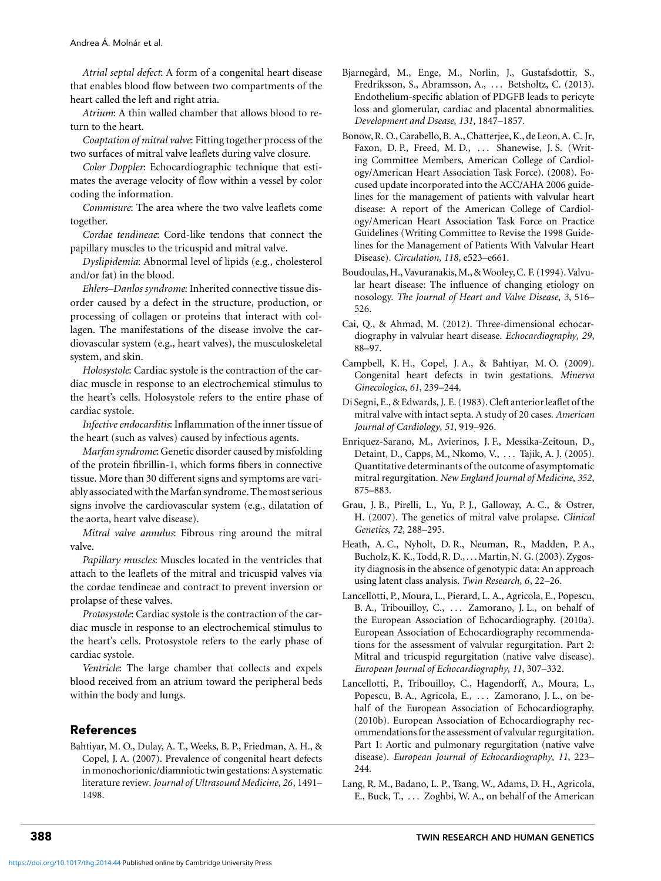*Atrial septal defect*: A form of a congenital heart disease that enables blood flow between two compartments of the heart called the left and right atria.

*Atrium*: A thin walled chamber that allows blood to return to the heart.

*Coaptation of mitral valve*: Fitting together process of the two surfaces of mitral valve leaflets during valve closure.

*Color Doppler*: Echocardiographic technique that estimates the average velocity of flow within a vessel by color coding the information.

*Commisure*: The area where the two valve leaflets come together.

*Cordae tendineae*: Cord-like tendons that connect the papillary muscles to the tricuspid and mitral valve.

*Dyslipidemia*: Abnormal level of lipids (e.g., cholesterol and/or fat) in the blood.

*Ehlers–Danlos syndrome*: Inherited connective tissue disorder caused by a defect in the structure, production, or processing of collagen or proteins that interact with collagen. The manifestations of the disease involve the cardiovascular system (e.g., heart valves), the musculoskeletal system, and skin.

*Holosystole*: Cardiac systole is the contraction of the cardiac muscle in response to an electrochemical stimulus to the heart's cells. Holosystole refers to the entire phase of cardiac systole.

*Infective endocarditis*: Inflammation of the inner tissue of the heart (such as valves) caused by infectious agents.

*Marfan syndrome*: Genetic disorder caused by misfolding of the protein fibrillin-1, which forms fibers in connective tissue. More than 30 different signs and symptoms are variably associated with the Marfan syndrome. The most serious signs involve the cardiovascular system (e.g., dilatation of the aorta, heart valve disease).

*Mitral valve annulus*: Fibrous ring around the mitral valve.

*Papillary muscles*: Muscles located in the ventricles that attach to the leaflets of the mitral and tricuspid valves via the cordae tendineae and contract to prevent inversion or prolapse of these valves.

*Protosystole*: Cardiac systole is the contraction of the cardiac muscle in response to an electrochemical stimulus to the heart's cells. Protosystole refers to the early phase of cardiac systole.

*Ventricle*: The large chamber that collects and expels blood received from an atrium toward the peripheral beds within the body and lungs.

## References

Bahtiyar, M. O., Dulay, A. T., Weeks, B. P., Friedman, A. H., & Copel, J. A. (2007). Prevalence of congenital heart defects in monochorionic/diamniotic twin gestations: A systematic literature review. *Journal of Ultrasound Medicine*, *26*, 1491–1498.

Bjarnegård, M., Enge, M., Norlin, J., Gustafsdottir, S., Fredriksson, S., Abramsson, A., ... Betsholtz, C. (2013). Endothelium-specific ablation of PDGFB leads to pericyte loss and glomerular, cardiac and placental abnormalities. *Development and Dsease*, *131*, 1847–1857.

Bonow, R. O., Carabello, B. A., Chatterjee, K., de Leon, A. C. Jr, Faxon, D. P., Freed, M. D., ... Shanewise, J. S. (Writing Committee Members, American College of Cardiology/American Heart Association Task Force). (2008). Focused update incorporated into the ACC/AHA 2006 guidelines for the management of patients with valvular heart disease: A report of the American College of Cardiology/American Heart Association Task Force on Practice Guidelines (Writing Committee to Revise the 1998 Guidelines for the Management of Patients With Valvular Heart Disease). *Circulation*, *118*, e523–e661.

Boudoulas, H., Vavuranakis, M., & Wooley, C. F. (1994). Valvular heart disease: The influence of changing etiology on nosology. *The Journal of Heart and Valve Disease*, *3*, 516–526.

Cai, Q., & Ahmad, M. (2012). Three-dimensional echocardiography in valvular heart disease. *Echocardiography*, *29*, 88–97.

Campbell, K. H., Copel, J. A., & Bahtiyar, M. O. (2009). Congenital heart defects in twin gestations. *Minerva Ginecologica*, *61*, 239–244.

Di Segni, E., & Edwards, J. E. (1983). Cleft anterior leaflet of the mitral valve with intact septa. A study of 20 cases. *American Journal of Cardiology*, *51*, 919–926.

Enriquez-Sarano, M., Avierinos, J. F., Messika-Zeitoun, D., Detaint, D., Capps, M., Nkomo, V., ... Tajik, A. J. (2005). Quantitative determinants of the outcome of asymptomatic mitral regurgitation. *New England Journal of Medicine*, *352*, 875–883.

Grau, J. B., Pirelli, L., Yu, P. J., Galloway, A. C., & Ostrer, H. (2007). The genetics of mitral valve prolapse. *Clinical Genetics*, *72*, 288–295.

Heath, A. C., Nyholt, D. R., Neuman, R., Madden, P. A., Bucholz, K. K., Todd, R. D., ... Martin, N. G. (2003). Zygosity diagnosis in the absence of genotypic data: An approach using latent class analysis. *Twin Research*, *6*, 22–26.

Lancellotti, P., Moura, L., Pierard, L. A., Agricola, E., Popescu, B. A., Tribouilloy, C., ... Zamorano, J. L., on behalf of the European Association of Echocardiography. (2010a). European Association of Echocardiography recommendations for the assessment of valvular regurgitation. Part 2: Mitral and tricuspid regurgitation (native valve disease). *European Journal of Echocardiography*, *11*, 307–332.

Lancellotti, P., Tribouilloy, C., Hagendorff, A., Moura, L., Popescu, B. A., Agricola, E., ... Zamorano, J. L., on behalf of the European Association of Echocardiography. (2010b). European Association of Echocardiography recommendations for the assessment of valvular regurgitation. Part 1: Aortic and pulmonary regurgitation (native valve disease). *European Journal of Echocardiography*, *11*, 223–244.

Lang, R. M., Badano, L. P., Tsang, W., Adams, D. H., Agricola, E., Buck, T., ... Zoghbi, W. A., on behalf of the American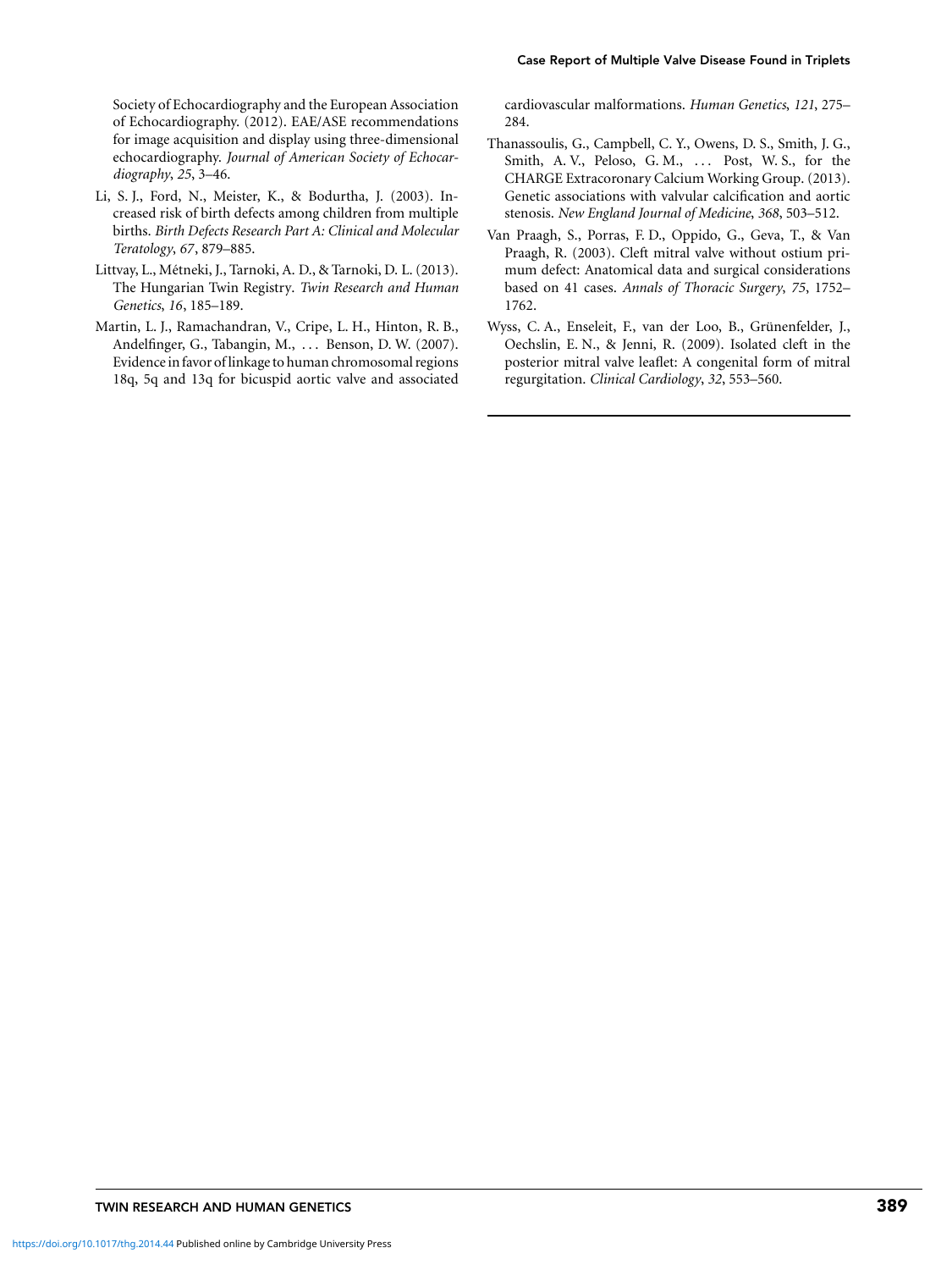Society of Echocardiography and the European Association of Echocardiography. (2012). EAE/ASE recommendations for image acquisition and display using three-dimensional echocardiography. *Journal of American Society of Echocardiography*, *25*, 3–46.

Li, S. J., Ford, N., Meister, K., & Bodurtha, J. (2003). Increased risk of birth defects among children from multiple births. *Birth Defects Research Part A: Clinical and Molecular Teratology*, *67*, 879–885.

Littvay, L., Métneki, J., Tarnoki, A. D., & Tarnoki, D. L. (2013). The Hungarian Twin Registry. *Twin Research and Human Genetics*, *16*, 185–189.

Martin, L. J., Ramachandran, V., Cripe, L. H., Hinton, R. B., Andelfinger, G., Tabangin, M., … Benson, D. W. (2007). Evidence in favor of linkage to human chromosomal regions 18q, 5q and 13q for bicuspid aortic valve and associated cardiovascular malformations. *Human Genetics*, *121*, 275–284.

Thanassoulis, G., Campbell, C. Y., Owens, D. S., Smith, J. G., Smith, A. V., Peloso, G. M., … Post, W. S., for the CHARGE Extracoronary Calcium Working Group. (2013). Genetic associations with valvular calcification and aortic stenosis. *New England Journal of Medicine*, *368*, 503–512.

Van Praagh, S., Porras, F. D., Oppido, G., Geva, T., & Van Praagh, R. (2003). Cleft mitral valve without ostium primum defect: Anatomical data and surgical considerations based on 41 cases. *Annals of Thoracic Surgery*, *75*, 1752–1762.

Wyss, C. A., Enseleit, F., van der Loo, B., Grünenfelder, J., Oechslin, E. N., & Jenni, R. (2009). Isolated cleft in the posterior mitral valve leaflet: A congenital form of mitral regurgitation. *Clinical Cardiology*, *32*, 553–560.